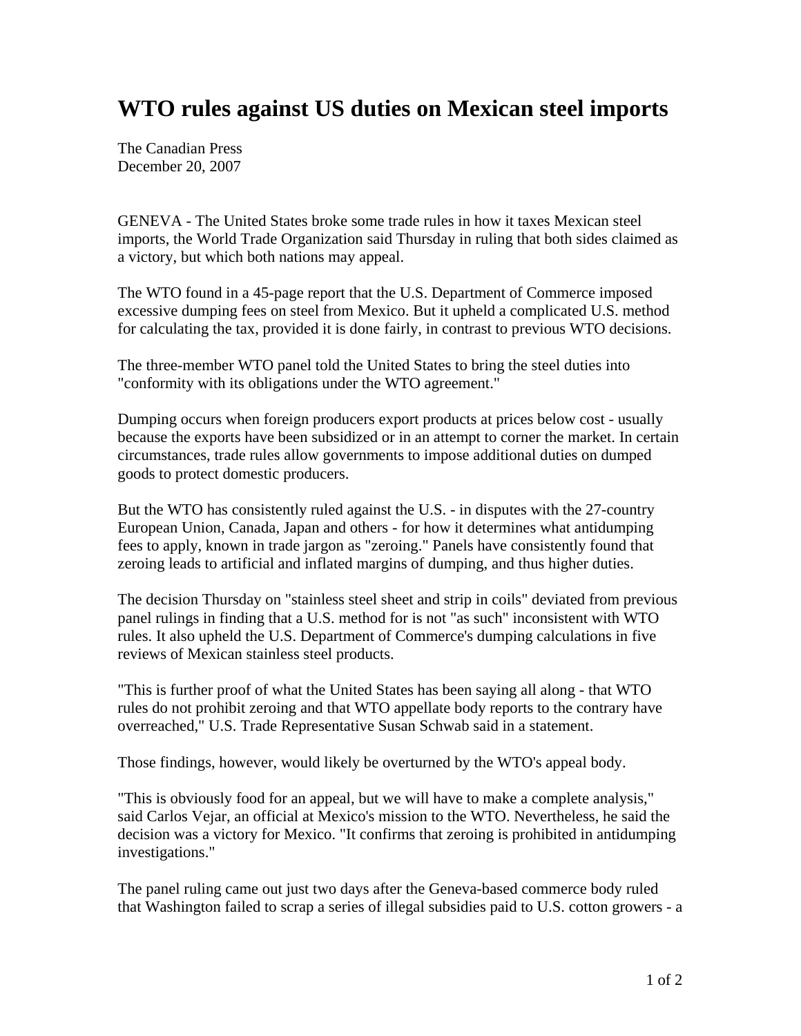# WTO rules against US duties on Mexican steel imports

The Canadian Press
December 20, 2007

GENEVA - The United States broke some trade rules in how it taxes Mexican steel imports, the World Trade Organization said Thursday in ruling that both sides claimed as a victory, but which both nations may appeal.

The WTO found in a 45-page report that the U.S. Department of Commerce imposed excessive dumping fees on steel from Mexico. But it upheld a complicated U.S. method for calculating the tax, provided it is done fairly, in contrast to previous WTO decisions.

The three-member WTO panel told the United States to bring the steel duties into "conformity with its obligations under the WTO agreement."

Dumping occurs when foreign producers export products at prices below cost - usually because the exports have been subsidized or in an attempt to corner the market. In certain circumstances, trade rules allow governments to impose additional duties on dumped goods to protect domestic producers.

But the WTO has consistently ruled against the U.S. - in disputes with the 27-country European Union, Canada, Japan and others - for how it determines what antidumping fees to apply, known in trade jargon as "zeroing." Panels have consistently found that zeroing leads to artificial and inflated margins of dumping, and thus higher duties.

The decision Thursday on "stainless steel sheet and strip in coils" deviated from previous panel rulings in finding that a U.S. method for is not "as such" inconsistent with WTO rules. It also upheld the U.S. Department of Commerce's dumping calculations in five reviews of Mexican stainless steel products.

"This is further proof of what the United States has been saying all along - that WTO rules do not prohibit zeroing and that WTO appellate body reports to the contrary have overreached," U.S. Trade Representative Susan Schwab said in a statement.

Those findings, however, would likely be overturned by the WTO's appeal body.

"This is obviously food for an appeal, but we will have to make a complete analysis," said Carlos Vejar, an official at Mexico's mission to the WTO. Nevertheless, he said the decision was a victory for Mexico. "It confirms that zeroing is prohibited in antidumping investigations."

The panel ruling came out just two days after the Geneva-based commerce body ruled that Washington failed to scrap a series of illegal subsidies paid to U.S. cotton growers - a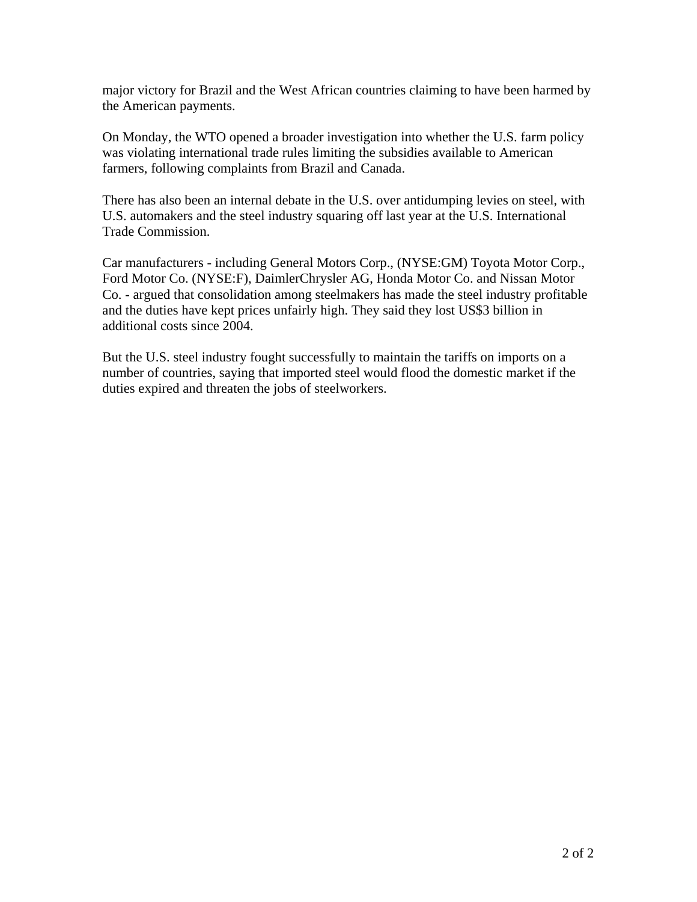major victory for Brazil and the West African countries claiming to have been harmed by the American payments.

On Monday, the WTO opened a broader investigation into whether the U.S. farm policy was violating international trade rules limiting the subsidies available to American farmers, following complaints from Brazil and Canada.

There has also been an internal debate in the U.S. over antidumping levies on steel, with U.S. automakers and the steel industry squaring off last year at the U.S. International Trade Commission.

Car manufacturers - including General Motors Corp., (NYSE:GM) Toyota Motor Corp., Ford Motor Co. (NYSE:F), DaimlerChrysler AG, Honda Motor Co. and Nissan Motor Co. - argued that consolidation among steelmakers has made the steel industry profitable and the duties have kept prices unfairly high. They said they lost US$3 billion in additional costs since 2004.

But the U.S. steel industry fought successfully to maintain the tariffs on imports on a number of countries, saying that imported steel would flood the domestic market if the duties expired and threaten the jobs of steelworkers.